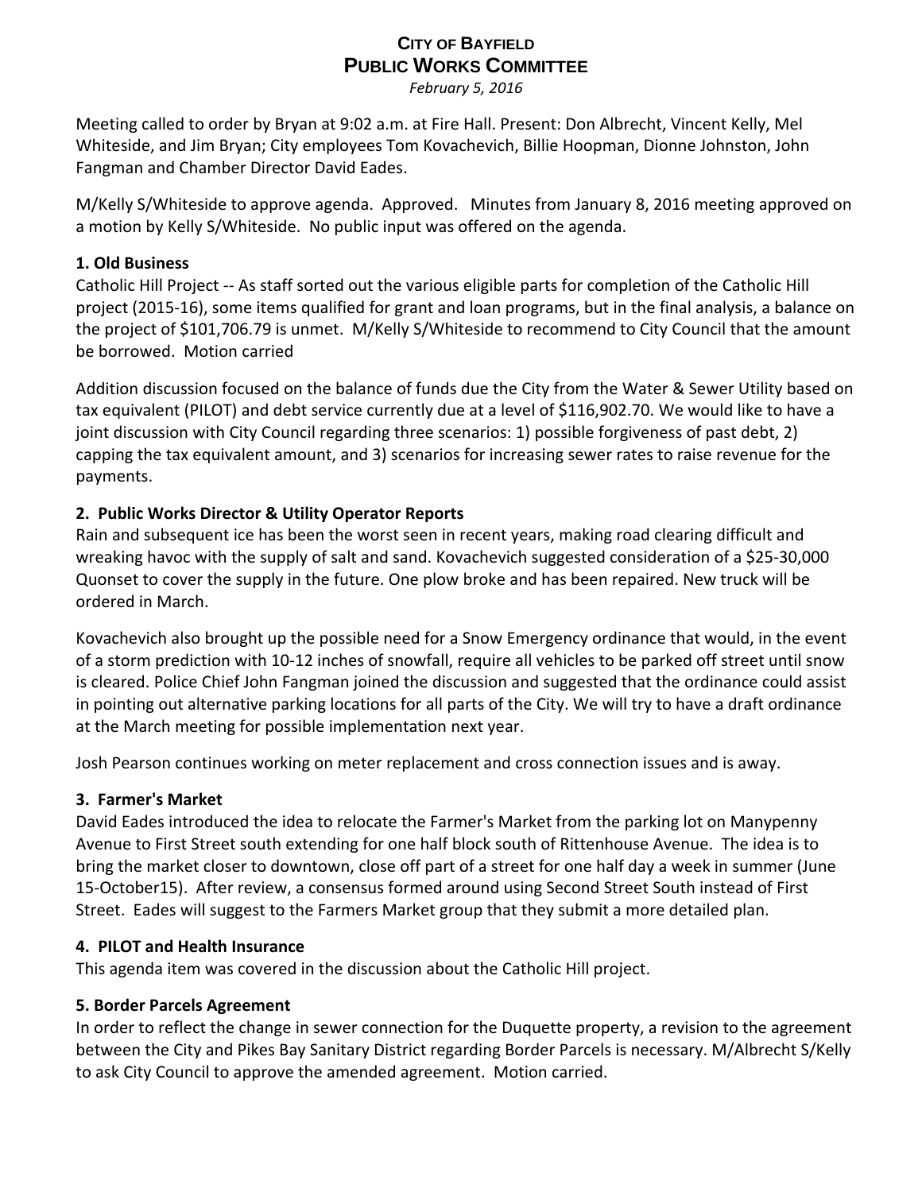# CITY OF BAYFIELD
# PUBLIC WORKS COMMITTEE

*February 5, 2016*

Meeting called to order by Bryan at 9:02 a.m. at Fire Hall. Present: Don Albrecht, Vincent Kelly, Mel Whiteside, and Jim Bryan; City employees Tom Kovachevich, Billie Hoopman, Dionne Johnston, John Fangman and Chamber Director David Eades.

M/Kelly S/Whiteside to approve agenda. Approved. Minutes from January 8, 2016 meeting approved on a motion by Kelly S/Whiteside. No public input was offered on the agenda.

**1. Old Business**

Catholic Hill Project -- As staff sorted out the various eligible parts for completion of the Catholic Hill project (2015-16), some items qualified for grant and loan programs, but in the final analysis, a balance on the project of $101,706.79 is unmet. M/Kelly S/Whiteside to recommend to City Council that the amount be borrowed. Motion carried

Addition discussion focused on the balance of funds due the City from the Water & Sewer Utility based on tax equivalent (PILOT) and debt service currently due at a level of $116,902.70. We would like to have a joint discussion with City Council regarding three scenarios: 1) possible forgiveness of past debt, 2) capping the tax equivalent amount, and 3) scenarios for increasing sewer rates to raise revenue for the payments.

**2. Public Works Director & Utility Operator Reports**

Rain and subsequent ice has been the worst seen in recent years, making road clearing difficult and wreaking havoc with the supply of salt and sand. Kovachevich suggested consideration of a $25-30,000 Quonset to cover the supply in the future. One plow broke and has been repaired. New truck will be ordered in March.

Kovachevich also brought up the possible need for a Snow Emergency ordinance that would, in the event of a storm prediction with 10-12 inches of snowfall, require all vehicles to be parked off street until snow is cleared. Police Chief John Fangman joined the discussion and suggested that the ordinance could assist in pointing out alternative parking locations for all parts of the City. We will try to have a draft ordinance at the March meeting for possible implementation next year.

Josh Pearson continues working on meter replacement and cross connection issues and is away.

**3. Farmer's Market**

David Eades introduced the idea to relocate the Farmer's Market from the parking lot on Manypenny Avenue to First Street south extending for one half block south of Rittenhouse Avenue. The idea is to bring the market closer to downtown, close off part of a street for one half day a week in summer (June 15-October15). After review, a consensus formed around using Second Street South instead of First Street. Eades will suggest to the Farmers Market group that they submit a more detailed plan.

**4. PILOT and Health Insurance**

This agenda item was covered in the discussion about the Catholic Hill project.

**5. Border Parcels Agreement**

In order to reflect the change in sewer connection for the Duquette property, a revision to the agreement between the City and Pikes Bay Sanitary District regarding Border Parcels is necessary. M/Albrecht S/Kelly to ask City Council to approve the amended agreement. Motion carried.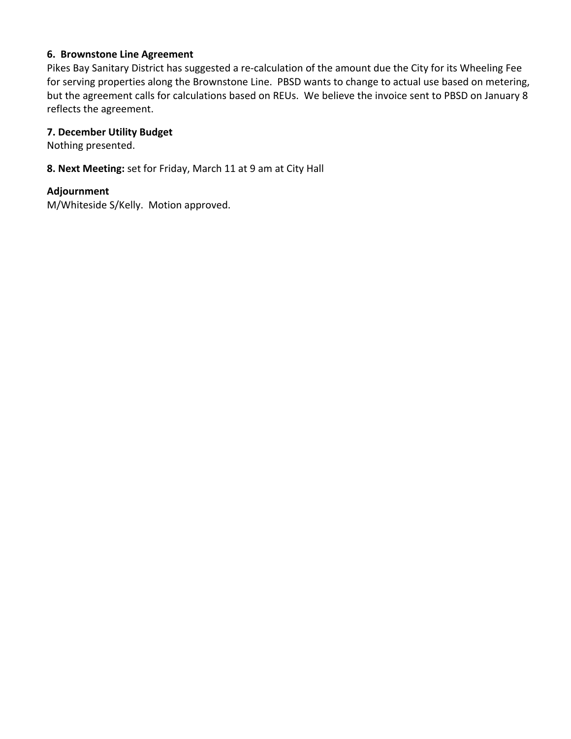**6. Brownstone Line Agreement**

Pikes Bay Sanitary District has suggested a re-calculation of the amount due the City for its Wheeling Fee for serving properties along the Brownstone Line. PBSD wants to change to actual use based on metering, but the agreement calls for calculations based on REUs. We believe the invoice sent to PBSD on January 8 reflects the agreement.

**7. December Utility Budget**

Nothing presented.

**8. Next Meeting:** set for Friday, March 11 at 9 am at City Hall

**Adjournment**

M/Whiteside S/Kelly. Motion approved.